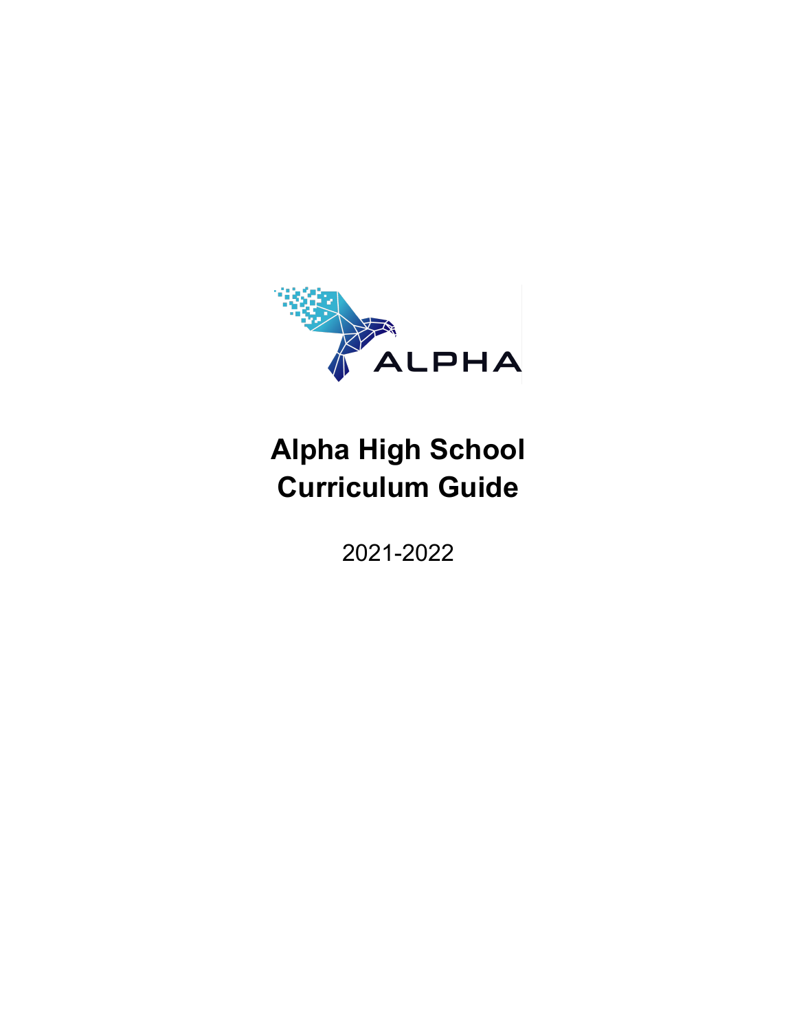# Alpha High School Curriculum Guide

2021-2022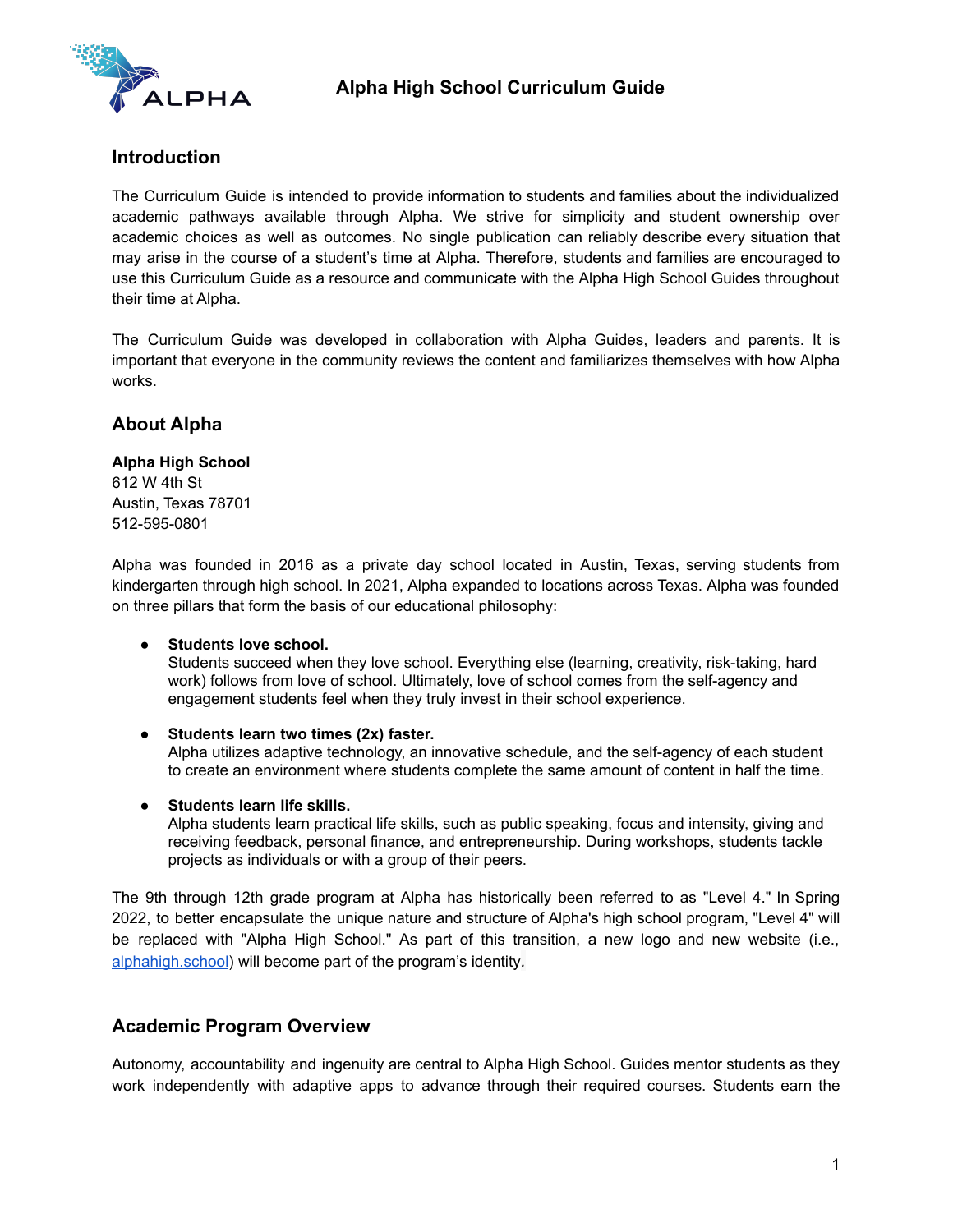# Alpha High School Curriculum Guide

## Introduction

The Curriculum Guide is intended to provide information to students and families about the individualized academic pathways available through Alpha. We strive for simplicity and student ownership over academic choices as well as outcomes. No single publication can reliably describe every situation that may arise in the course of a student's time at Alpha. Therefore, students and families are encouraged to use this Curriculum Guide as a resource and communicate with the Alpha High School Guides throughout their time at Alpha.

The Curriculum Guide was developed in collaboration with Alpha Guides, leaders and parents. It is important that everyone in the community reviews the content and familiarizes themselves with how Alpha works.

## About Alpha

**Alpha High School**
612 W 4th St
Austin, Texas 78701
512-595-0801

Alpha was founded in 2016 as a private day school located in Austin, Texas, serving students from kindergarten through high school. In 2021, Alpha expanded to locations across Texas. Alpha was founded on three pillars that form the basis of our educational philosophy:

- **Students love school.**
  Students succeed when they love school. Everything else (learning, creativity, risk-taking, hard work) follows from love of school. Ultimately, love of school comes from the self-agency and engagement students feel when they truly invest in their school experience.

- **Students learn two times (2x) faster.**
  Alpha utilizes adaptive technology, an innovative schedule, and the self-agency of each student to create an environment where students complete the same amount of content in half the time.

- **Students learn life skills.**
  Alpha students learn practical life skills, such as public speaking, focus and intensity, giving and receiving feedback, personal finance, and entrepreneurship. During workshops, students tackle projects as individuals or with a group of their peers.

The 9th through 12th grade program at Alpha has historically been referred to as "Level 4." In Spring 2022, to better encapsulate the unique nature and structure of Alpha's high school program, "Level 4" will be replaced with "Alpha High School." As part of this transition, a new logo and new website (i.e., [alphahigh.school](alphahigh.school)) will become part of the program's identity.

## Academic Program Overview

Autonomy, accountability and ingenuity are central to Alpha High School. Guides mentor students as they work independently with adaptive apps to advance through their required courses. Students earn the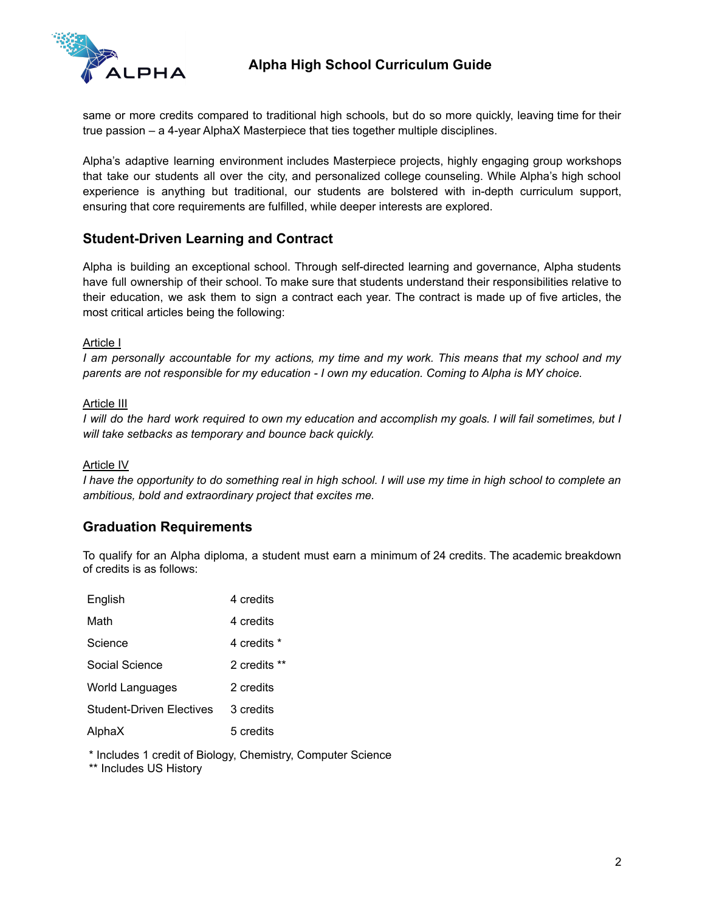same or more credits compared to traditional high schools, but do so more quickly, leaving time for their true passion – a 4-year AlphaX Masterpiece that ties together multiple disciplines.

Alpha's adaptive learning environment includes Masterpiece projects, highly engaging group workshops that take our students all over the city, and personalized college counseling. While Alpha's high school experience is anything but traditional, our students are bolstered with in-depth curriculum support, ensuring that core requirements are fulfilled, while deeper interests are explored.

## Student-Driven Learning and Contract

Alpha is building an exceptional school. Through self-directed learning and governance, Alpha students have full ownership of their school. To make sure that students understand their responsibilities relative to their education, we ask them to sign a contract each year. The contract is made up of five articles, the most critical articles being the following:

<u>Article I</u>
*I am personally accountable for my actions, my time and my work. This means that my school and my parents are not responsible for my education - I own my education. Coming to Alpha is MY choice.*

<u>Article III</u>
*I will do the hard work required to own my education and accomplish my goals. I will fail sometimes, but I will take setbacks as temporary and bounce back quickly.*

<u>Article IV</u>
*I have the opportunity to do something real in high school. I will use my time in high school to complete an ambitious, bold and extraordinary project that excites me.*

## Graduation Requirements

To qualify for an Alpha diploma, a student must earn a minimum of 24 credits. The academic breakdown of credits is as follows:

| Subject | Credits |
|---|---|
| English | 4 credits |
| Math | 4 credits |
| Science | 4 credits * |
| Social Science | 2 credits ** |
| World Languages | 2 credits |
| Student-Driven Electives | 3 credits |
| AlphaX | 5 credits |

\* Includes 1 credit of Biology, Chemistry, Computer Science
** Includes US History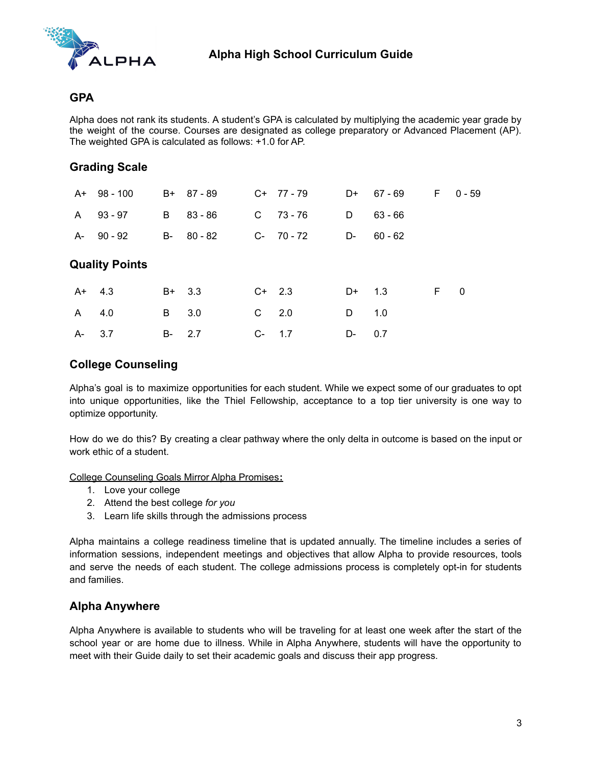## GPA

Alpha does not rank its students. A student's GPA is calculated by multiplying the academic year grade by the weight of the course. Courses are designated as college preparatory or Advanced Placement (AP). The weighted GPA is calculated as follows: +1.0 for AP.

## Grading Scale

| | | | | | | | | | |
|---|---|---|---|---|---|---|---|---|---|
| A+ | 98 - 100 | B+ | 87 - 89 | C+ | 77 - 79 | D+ | 67 - 69 | F | 0 - 59 |
| A | 93 - 97 | B | 83 - 86 | C | 73 - 76 | D | 63 - 66 | | |
| A- | 90 - 92 | B- | 80 - 82 | C- | 70 - 72 | D- | 60 - 62 | | |

## Quality Points

| | | | | | | | | | |
|---|---|---|---|---|---|---|---|---|---|
| A+ | 4.3 | B+ | 3.3 | C+ | 2.3 | D+ | 1.3 | F | 0 |
| A | 4.0 | B | 3.0 | C | 2.0 | D | 1.0 | | |
| A- | 3.7 | B- | 2.7 | C- | 1.7 | D- | 0.7 | | |

## College Counseling

Alpha's goal is to maximize opportunities for each student. While we expect some of our graduates to opt into unique opportunities, like the Thiel Fellowship, acceptance to a top tier university is one way to optimize opportunity.

How do we do this? By creating a clear pathway where the only delta in outcome is based on the input or work ethic of a student.

<u>College Counseling Goals Mirror Alpha Promises</u>**:**

1. Love your college
2. Attend the best college *for you*
3. Learn life skills through the admissions process

Alpha maintains a college readiness timeline that is updated annually. The timeline includes a series of information sessions, independent meetings and objectives that allow Alpha to provide resources, tools and serve the needs of each student. The college admissions process is completely opt-in for students and families.

## Alpha Anywhere

Alpha Anywhere is available to students who will be traveling for at least one week after the start of the school year or are home due to illness. While in Alpha Anywhere, students will have the opportunity to meet with their Guide daily to set their academic goals and discuss their app progress.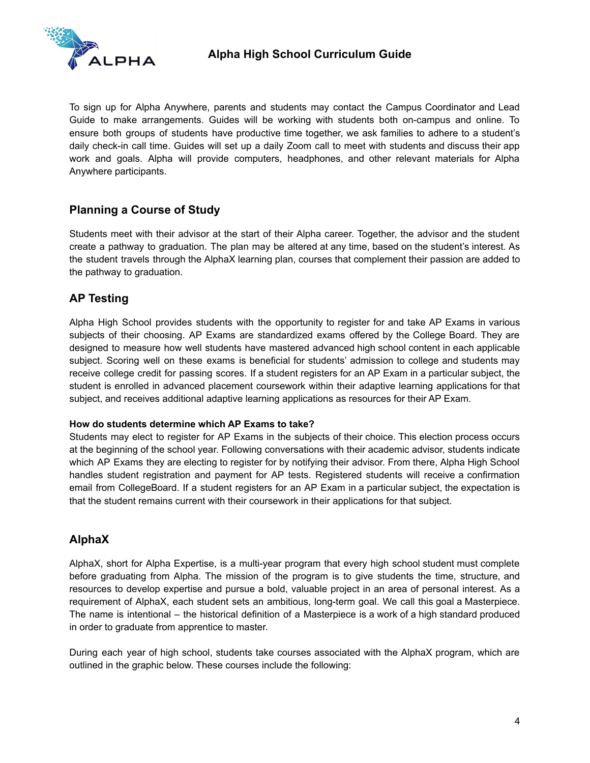To sign up for Alpha Anywhere, parents and students may contact the Campus Coordinator and Lead Guide to make arrangements. Guides will be working with students both on-campus and online. To ensure both groups of students have productive time together, we ask families to adhere to a student's daily check-in call time. Guides will set up a daily Zoom call to meet with students and discuss their app work and goals. Alpha will provide computers, headphones, and other relevant materials for Alpha Anywhere participants.

## Planning a Course of Study

Students meet with their advisor at the start of their Alpha career. Together, the advisor and the student create a pathway to graduation. The plan may be altered at any time, based on the student's interest. As the student travels through the AlphaX learning plan, courses that complement their passion are added to the pathway to graduation.

## AP Testing

Alpha High School provides students with the opportunity to register for and take AP Exams in various subjects of their choosing. AP Exams are standardized exams offered by the College Board. They are designed to measure how well students have mastered advanced high school content in each applicable subject. Scoring well on these exams is beneficial for students' admission to college and students may receive college credit for passing scores. If a student registers for an AP Exam in a particular subject, the student is enrolled in advanced placement coursework within their adaptive learning applications for that subject, and receives additional adaptive learning applications as resources for their AP Exam.

**How do students determine which AP Exams to take?**
Students may elect to register for AP Exams in the subjects of their choice. This election process occurs at the beginning of the school year. Following conversations with their academic advisor, students indicate which AP Exams they are electing to register for by notifying their advisor. From there, Alpha High School handles student registration and payment for AP tests. Registered students will receive a confirmation email from CollegeBoard. If a student registers for an AP Exam in a particular subject, the expectation is that the student remains current with their coursework in their applications for that subject.

## AlphaX

AlphaX, short for Alpha Expertise, is a multi-year program that every high school student must complete before graduating from Alpha. The mission of the program is to give students the time, structure, and resources to develop expertise and pursue a bold, valuable project in an area of personal interest. As a requirement of AlphaX, each student sets an ambitious, long-term goal. We call this goal a Masterpiece. The name is intentional – the historical definition of a Masterpiece is a work of a high standard produced in order to graduate from apprentice to master.

During each year of high school, students take courses associated with the AlphaX program, which are outlined in the graphic below. These courses include the following: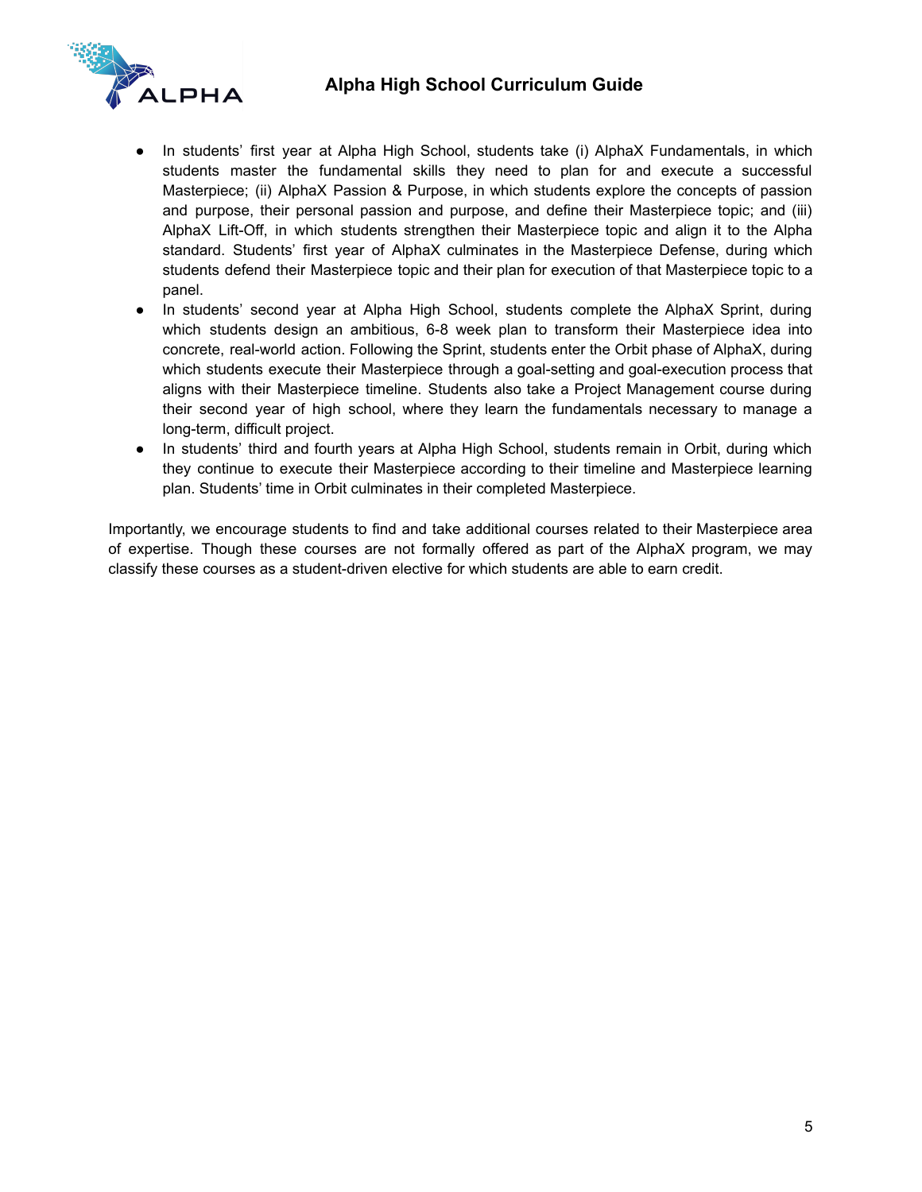- In students' first year at Alpha High School, students take (i) AlphaX Fundamentals, in which students master the fundamental skills they need to plan for and execute a successful Masterpiece; (ii) AlphaX Passion & Purpose, in which students explore the concepts of passion and purpose, their personal passion and purpose, and define their Masterpiece topic; and (iii) AlphaX Lift-Off, in which students strengthen their Masterpiece topic and align it to the Alpha standard. Students' first year of AlphaX culminates in the Masterpiece Defense, during which students defend their Masterpiece topic and their plan for execution of that Masterpiece topic to a panel.
- In students' second year at Alpha High School, students complete the AlphaX Sprint, during which students design an ambitious, 6-8 week plan to transform their Masterpiece idea into concrete, real-world action. Following the Sprint, students enter the Orbit phase of AlphaX, during which students execute their Masterpiece through a goal-setting and goal-execution process that aligns with their Masterpiece timeline. Students also take a Project Management course during their second year of high school, where they learn the fundamentals necessary to manage a long-term, difficult project.
- In students' third and fourth years at Alpha High School, students remain in Orbit, during which they continue to execute their Masterpiece according to their timeline and Masterpiece learning plan. Students' time in Orbit culminates in their completed Masterpiece.

Importantly, we encourage students to find and take additional courses related to their Masterpiece area of expertise. Though these courses are not formally offered as part of the AlphaX program, we may classify these courses as a student-driven elective for which students are able to earn credit.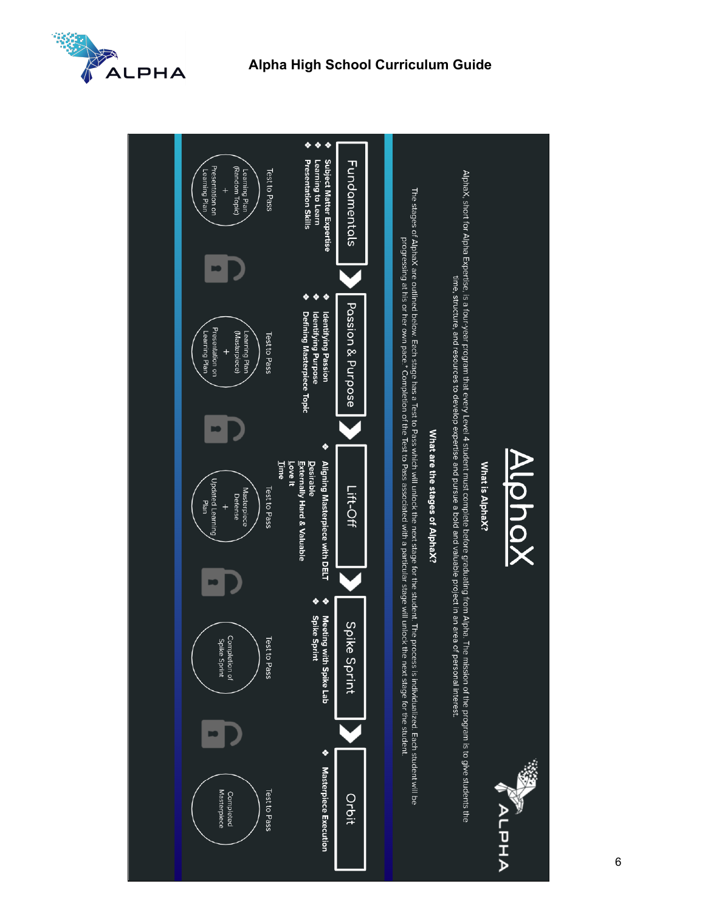# AlphaX

### What is AlphaX?

AlphaX, short for Alpha Expertise, is a four-year program that every Level 4 student must complete before graduating from Alpha. The mission of the program is to give students the time, structure, and resources to develop expertise and pursue a bold and valuable project in an area of personal interest.

### What are the stages of AlphaX?

The stages of AlphaX are outlined below. Each stage has a Test to Pass which will unlock the next stage for the student. The process is individualized. Each student will be progressing at his or her own pace.* Completion of the Test to Pass associated with a particular stage will unlock the next stage for the student.

**Fundamentals**

- **Subject Matter Expertise**
- **Learning to Learn**
- **Presentation Skills**

Test to Pass: Learning Plan (Random Topic) + Presentation on Learning Plan

**Passion & Purpose**

- **Identifying Passion**
- **Identifying Purpose**
- **Defining Masterpiece Topic**

Test to Pass: Learning Plan (Masterpiece) + Presentation on Learning Plan

**Lift-Off**

- **Aligning Masterpiece with DELT**
  - **Desirable**
  - **Externally Hard & Valuable**
  - **Love It**
  - **Time**

Test to Pass: Masterpiece Defense + Updated Learning Plan

**Spike Sprint**

- **Meeting with Spike Lab**
- **Spike Sprint**

Test to Pass: Completion of Spike Sprint

**Orbit**

- **Masterpiece Execution**

Test to Pass: Completed Masterpiece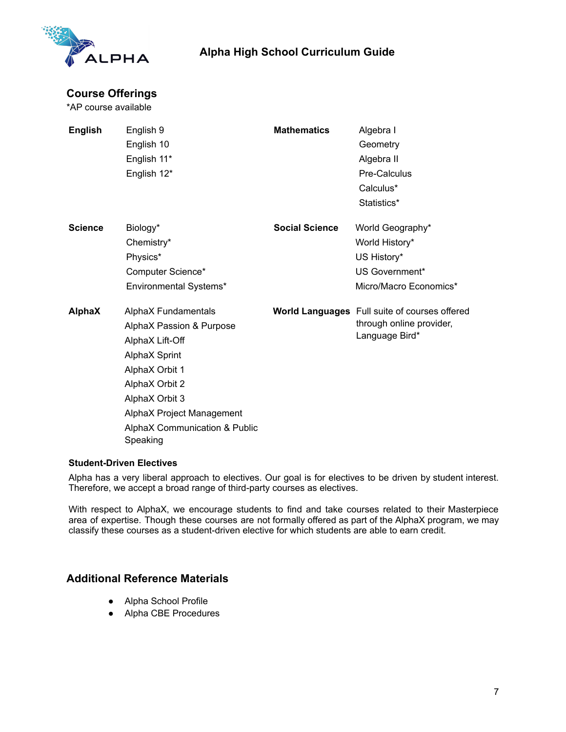## Course Offerings

*AP course available

| | | | |
|---|---|---|---|
| **English** | English 9<br>English 10<br>English 11*<br>English 12* | **Mathematics** | Algebra I<br>Geometry<br>Algebra II<br>Pre-Calculus<br>Calculus*<br>Statistics* |
| **Science** | Biology*<br>Chemistry*<br>Physics*<br>Computer Science*<br>Environmental Systems* | **Social Science** | World Geography*<br>World History*<br>US History*<br>US Government*<br>Micro/Macro Economics* |
| **AlphaX** | AlphaX Fundamentals<br>AlphaX Passion & Purpose<br>AlphaX Lift-Off<br>AlphaX Sprint<br>AlphaX Orbit 1<br>AlphaX Orbit 2<br>AlphaX Orbit 3<br>AlphaX Project Management<br>AlphaX Communication & Public Speaking | **World Languages** | Full suite of courses offered through online provider, Language Bird* |

### Student-Driven Electives

Alpha has a very liberal approach to electives. Our goal is for electives to be driven by student interest. Therefore, we accept a broad range of third-party courses as electives.

With respect to AlphaX, we encourage students to find and take courses related to their Masterpiece area of expertise. Though these courses are not formally offered as part of the AlphaX program, we may classify these courses as a student-driven elective for which students are able to earn credit.

## Additional Reference Materials

- Alpha School Profile
- Alpha CBE Procedures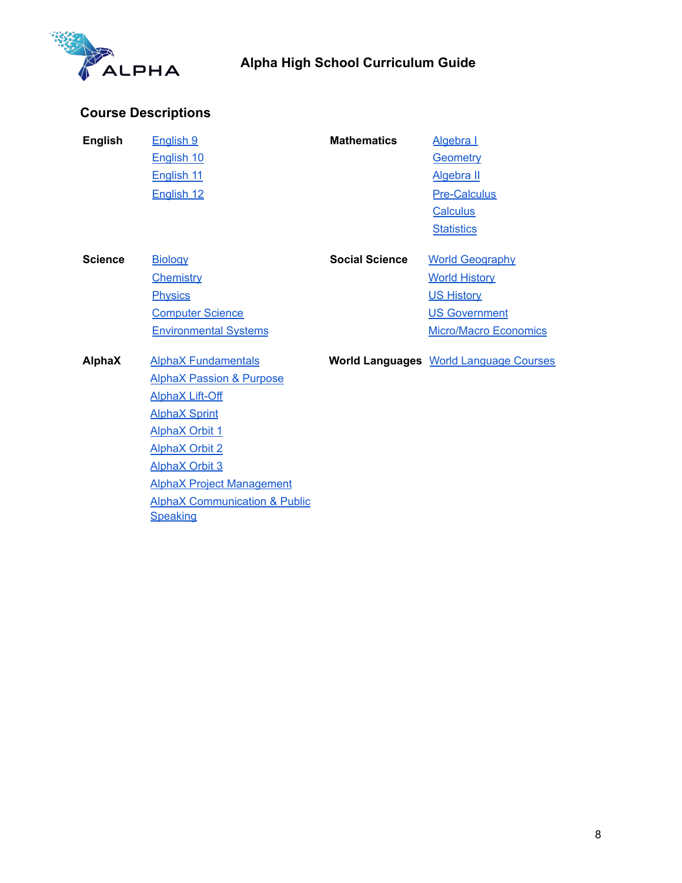# Alpha High School Curriculum Guide

## Course Descriptions

**English**
- English 9
- English 10
- English 11
- English 12

**Mathematics**
- Algebra I
- Geometry
- Algebra II
- Pre-Calculus
- Calculus
- Statistics

**Science**
- Biology
- Chemistry
- Physics
- Computer Science
- Environmental Systems

**Social Science**
- World Geography
- World History
- US History
- US Government
- Micro/Macro Economics

**AlphaX**
- AlphaX Fundamentals
- AlphaX Passion & Purpose
- AlphaX Lift-Off
- AlphaX Sprint
- AlphaX Orbit 1
- AlphaX Orbit 2
- AlphaX Orbit 3
- AlphaX Project Management
- AlphaX Communication & Public Speaking

**World Languages**
- World Language Courses